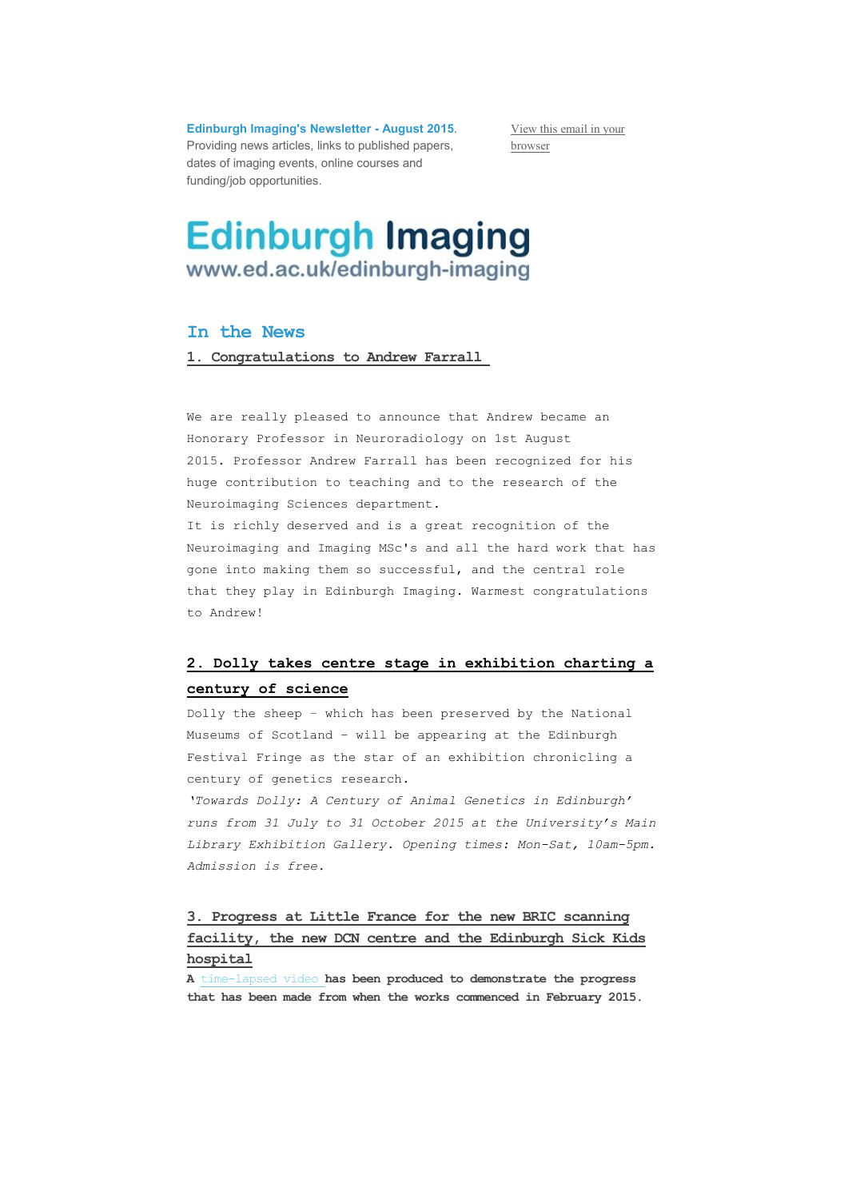**Edinburgh Imaging's Newsletter - August 2015.**
Providing news articles, links to published papers, dates of imaging events, online courses and funding/job opportunities.

View this email in your browser

# Edinburgh Imaging
www.ed.ac.uk/edinburgh-imaging

## In the News

### 1. Congratulations to Andrew Farrall

We are really pleased to announce that Andrew became an Honorary Professor in Neuroradiology on 1st August 2015. Professor Andrew Farrall has been recognized for his huge contribution to teaching and to the research of the Neuroimaging Sciences department.
It is richly deserved and is a great recognition of the Neuroimaging and Imaging MSc's and all the hard work that has gone into making them so successful, and the central role that they play in Edinburgh Imaging. Warmest congratulations to Andrew!

### 2. Dolly takes centre stage in exhibition charting a century of science

Dolly the sheep - which has been preserved by the National Museums of Scotland - will be appearing at the Edinburgh Festival Fringe as the star of an exhibition chronicling a century of genetics research.
*'Towards Dolly: A Century of Animal Genetics in Edinburgh' runs from 31 July to 31 October 2015 at the University's Main Library Exhibition Gallery. Opening times: Mon-Sat, 10am-5pm. Admission is free.*

### 3. Progress at Little France for the new BRIC scanning facility, the new DCN centre and the Edinburgh Sick Kids hospital

**A time-lapsed video has been produced to demonstrate the progress that has been made from when the works commenced in February 2015.**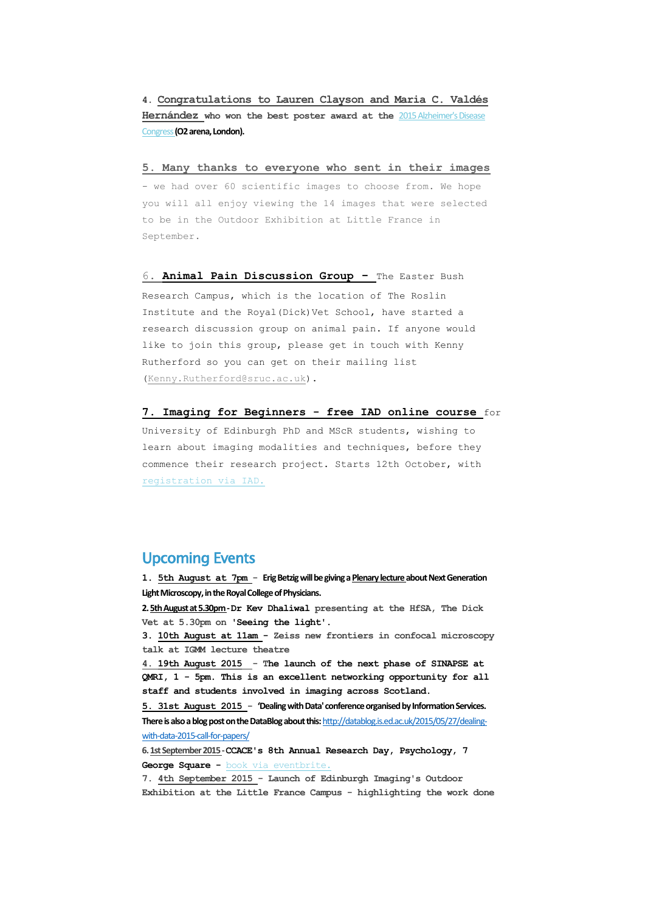4. **Congratulations to Lauren Clayson and Maria C. Valdés Hernández** who won the best poster award at the 2015 Alzheimer's Disease Congress **(O2 arena, London).**

5. **Many thanks to everyone who sent in their images** - we had over 60 scientific images to choose from. We hope you will all enjoy viewing the 14 images that were selected to be in the Outdoor Exhibition at Little France in September.

6. **Animal Pain Discussion Group** - The Easter Bush Research Campus, which is the location of The Roslin Institute and the Royal(Dick)Vet School, have started a research discussion group on animal pain. If anyone would like to join this group, please get in touch with Kenny Rutherford so you can get on their mailing list (Kenny.Rutherford@sruc.ac.uk).

7. **Imaging for Beginners - free IAD online course** for University of Edinburgh PhD and MScR students, wishing to learn about imaging modalities and techniques, before they commence their research project. Starts 12th October, with registration via IAD.

## Upcoming Events

1. **5th August at 7pm** - **Erig Betzig will be giving a Plenary lecture about Next Generation Light Microscopy, in the Royal College of Physicians.**

2. **5th August at 5.30pm** - **Dr Kev Dhaliwal** presenting at the HfSA, The Dick Vet at 5.30pm on 'Seeing the light'.

3. **10th August at 11am** - Zeiss new frontiers in confocal microscopy talk at IGMM lecture theatre

4. **19th August 2015** - **The launch of the next phase of SINAPSE at QMRI, 1 - 5pm. This is an excellent networking opportunity for all staff and students involved in imaging across Scotland.**

5. **31st August 2015** - **'Dealing with Data' conference organised by Information Services. There is also a blog post on the DataBlog about this:** http://datablog.is.ed.ac.uk/2015/05/27/dealing-with-data-2015-call-for-papers/

6. **1st September 2015** - **CCACE's 8th Annual Research Day, Psychology, 7 George Square** - book via eventbrite.

7. **4th September 2015** - **Launch of Edinburgh Imaging's Outdoor Exhibition at the Little France Campus - highlighting the work done**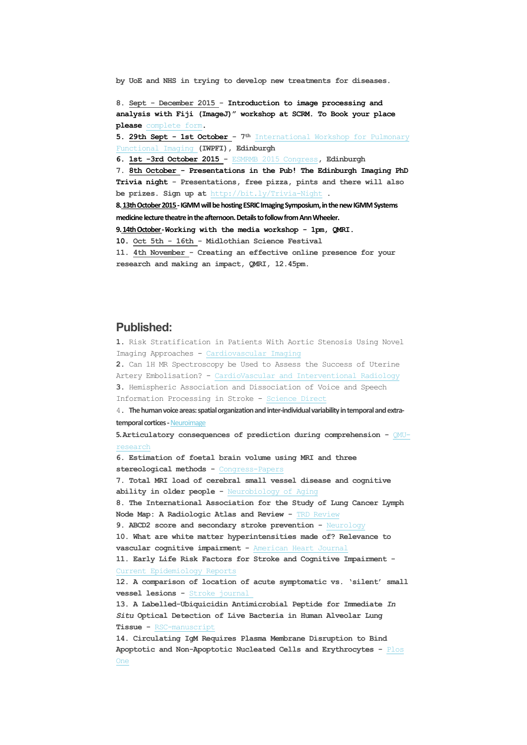by UoE and NHS in trying to develop new treatments for diseases.

8. Sept – December 2015 – **Introduction to image processing and analysis with Fiji (ImageJ)" workshop at SCRM. To Book your place please** complete form.

5. **29th Sept – 1st October – 7th** International Workshop for Pulmonary Functional Imaging **(IWPFI), Edinburgh**

6. **1st -3rd October 2015 –** ESMRMB 2015 Congress, **Edinburgh**

7. 8th October – **Presentations in the Pub! The Edinburgh Imaging PhD Trivia night** – Presentations, free pizza, pints and there will also be prizes. Sign up at http://bit.ly/Trivia-Night .

**8. 13th October 2015 - IGMM will be hosting ESRIC Imaging Symposium, in the new IGMM Systems medicine lecture theatre in the afternoon. Details to follow from Ann Wheeler.**

**9. 14th October - Working with the media workshop – 1pm, QMRI.**

**10.** Oct 5th – 16th – Midlothian Science Festival

11. 4th November – Creating an effective online presence for your research and making an impact, QMRI, 12.45pm.

## Published:

1. Risk Stratification in Patients With Aortic Stenosis Using Novel Imaging Approaches – Cardiovascular Imaging
2. Can 1H MR Spectroscopy be Used to Assess the Success of Uterine Artery Embolisation? – CardioVascular and Interventional Radiology
3. Hemispheric Association and Dissociation of Voice and Speech Information Processing in Stroke – Science Direct
4. **The human voice areas: spatial organization and inter-individual variability in temporal and extra-temporal cortices -** Neuroimage
5. **Articulatory consequences of prediction during comprehension –** QMU-research
6. **Estimation of foetal brain volume using MRI and three stereological methods –** Congress-Papers
7. **Total MRI load of cerebral small vessel disease and cognitive ability in older people –** Neurobiology of Aging
8. **The International Association for the Study of Lung Cancer Lymph Node Map: A Radiologic Atlas and Review –** TRD Review
9. **ABCD2 score and secondary stroke prevention –** Neurology
10. **What are white matter hyperintensities made of? Relevance to vascular cognitive impairment –** American Heart Journal
11. **Early Life Risk Factors for Stroke and Cognitive Impairment –** Current Epidemiology Reports
12. **A comparison of location of acute symptomatic vs. 'silent' small vessel lesions –** Stroke journal
13. **A Labelled-Ubiquicidin Antimicrobial Peptide for Immediate *In Situ* Optical Detection of Live Bacteria in Human Alveolar Lung Tissue –** RSC-manuscript
14. **Circulating IgM Requires Plasma Membrane Disruption to Bind Apoptotic and Non-Apoptotic Nucleated Cells and Erythrocytes –** Plos One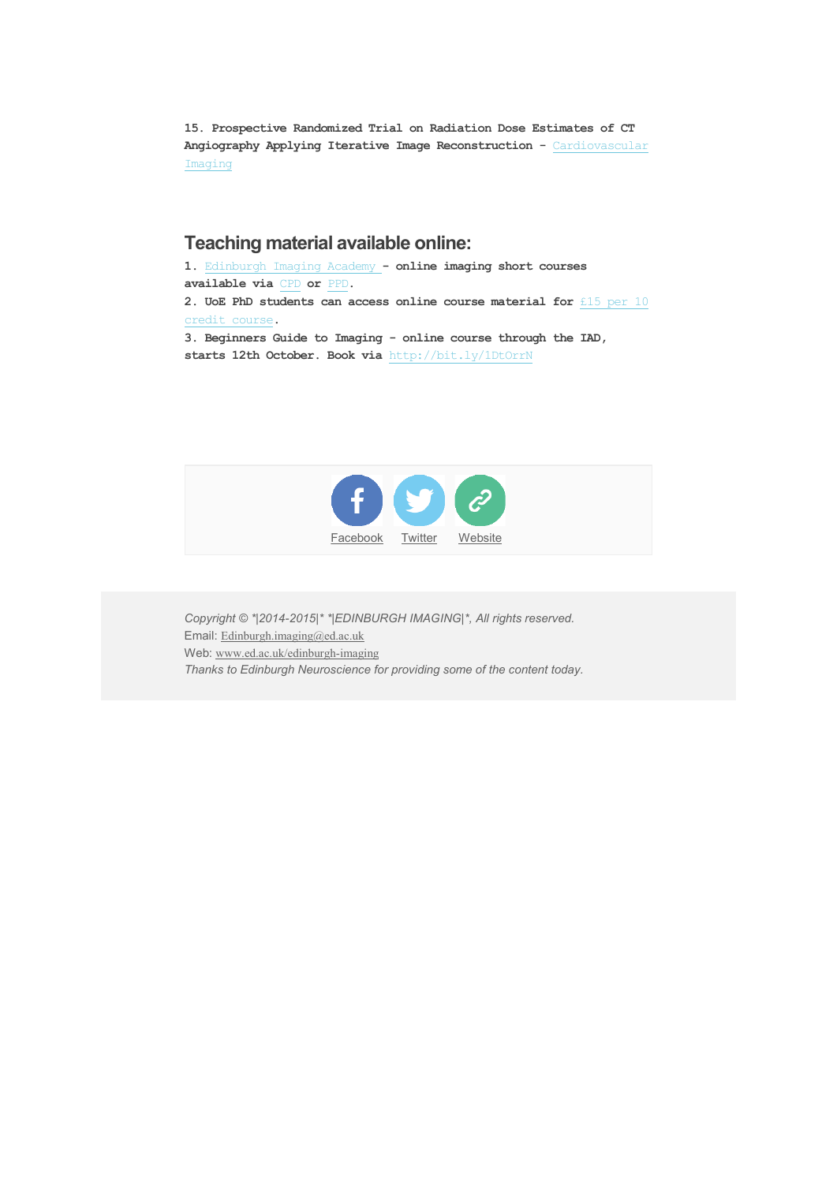**15. Prospective Randomized Trial on Radiation Dose Estimates of CT Angiography Applying Iterative Image Reconstruction** - Cardiovascular Imaging

## Teaching material available online:

**1.** Edinburgh Imaging Academy **- online imaging short courses available via** CPD **or** PPD**.**

**2. UoE PhD students can access online course material for** £15 per 10 credit course**.**

**3. Beginners Guide to Imaging - online course through the IAD, starts 12th October. Book via** http://bit.ly/1DtOrrN

Facebook Twitter Website

*Copyright © *|2014-2015|* *|EDINBURGH IMAGING|*, All rights reserved.*

Email: Edinburgh.imaging@ed.ac.uk

Web: www.ed.ac.uk/edinburgh-imaging

*Thanks to Edinburgh Neuroscience for providing some of the content today.*